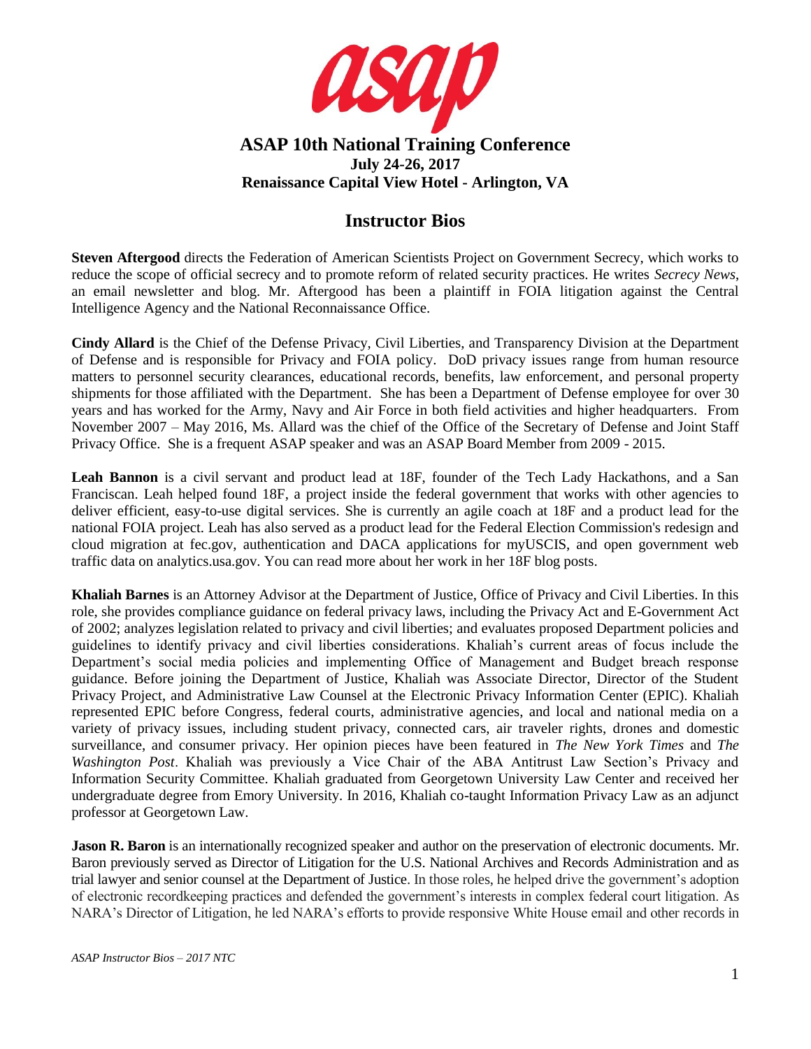# ASAP 10th National Training Conference

**July 24-26, 2017**
**Renaissance Capital View Hotel - Arlington, VA**

## Instructor Bios

**Steven Aftergood** directs the Federation of American Scientists Project on Government Secrecy, which works to reduce the scope of official secrecy and to promote reform of related security practices. He writes *Secrecy News*, an email newsletter and blog. Mr. Aftergood has been a plaintiff in FOIA litigation against the Central Intelligence Agency and the National Reconnaissance Office.

**Cindy Allard** is the Chief of the Defense Privacy, Civil Liberties, and Transparency Division at the Department of Defense and is responsible for Privacy and FOIA policy. DoD privacy issues range from human resource matters to personnel security clearances, educational records, benefits, law enforcement, and personal property shipments for those affiliated with the Department. She has been a Department of Defense employee for over 30 years and has worked for the Army, Navy and Air Force in both field activities and higher headquarters. From November 2007 – May 2016, Ms. Allard was the chief of the Office of the Secretary of Defense and Joint Staff Privacy Office. She is a frequent ASAP speaker and was an ASAP Board Member from 2009 - 2015.

**Leah Bannon** is a civil servant and product lead at 18F, founder of the Tech Lady Hackathons, and a San Franciscan. Leah helped found 18F, a project inside the federal government that works with other agencies to deliver efficient, easy-to-use digital services. She is currently an agile coach at 18F and a product lead for the national FOIA project. Leah has also served as a product lead for the Federal Election Commission's redesign and cloud migration at fec.gov, authentication and DACA applications for myUSCIS, and open government web traffic data on analytics.usa.gov. You can read more about her work in her 18F blog posts.

**Khaliah Barnes** is an Attorney Advisor at the Department of Justice, Office of Privacy and Civil Liberties. In this role, she provides compliance guidance on federal privacy laws, including the Privacy Act and E-Government Act of 2002; analyzes legislation related to privacy and civil liberties; and evaluates proposed Department policies and guidelines to identify privacy and civil liberties considerations. Khaliah's current areas of focus include the Department's social media policies and implementing Office of Management and Budget breach response guidance. Before joining the Department of Justice, Khaliah was Associate Director, Director of the Student Privacy Project, and Administrative Law Counsel at the Electronic Privacy Information Center (EPIC). Khaliah represented EPIC before Congress, federal courts, administrative agencies, and local and national media on a variety of privacy issues, including student privacy, connected cars, air traveler rights, drones and domestic surveillance, and consumer privacy. Her opinion pieces have been featured in *The New York Times* and *The Washington Post*. Khaliah was previously a Vice Chair of the ABA Antitrust Law Section's Privacy and Information Security Committee. Khaliah graduated from Georgetown University Law Center and received her undergraduate degree from Emory University. In 2016, Khaliah co-taught Information Privacy Law as an adjunct professor at Georgetown Law.

**Jason R. Baron** is an internationally recognized speaker and author on the preservation of electronic documents. Mr. Baron previously served as Director of Litigation for the U.S. National Archives and Records Administration and as trial lawyer and senior counsel at the Department of Justice. In those roles, he helped drive the government's adoption of electronic recordkeeping practices and defended the government's interests in complex federal court litigation. As NARA's Director of Litigation, he led NARA's efforts to provide responsive White House email and other records in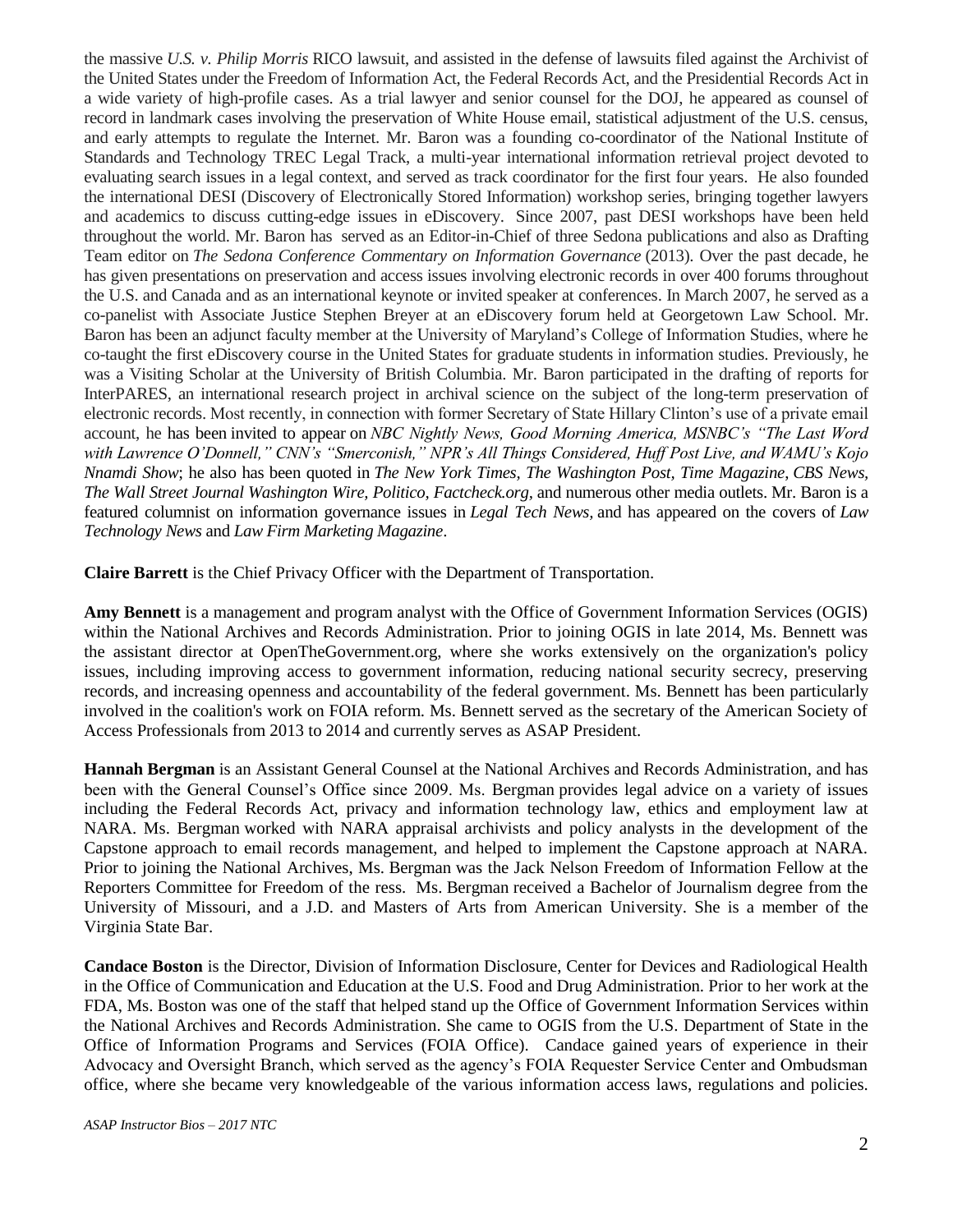the massive *U.S. v. Philip Morris* RICO lawsuit, and assisted in the defense of lawsuits filed against the Archivist of the United States under the Freedom of Information Act, the Federal Records Act, and the Presidential Records Act in a wide variety of high-profile cases. As a trial lawyer and senior counsel for the DOJ, he appeared as counsel of record in landmark cases involving the preservation of White House email, statistical adjustment of the U.S. census, and early attempts to regulate the Internet. Mr. Baron was a founding co-coordinator of the National Institute of Standards and Technology TREC Legal Track, a multi-year international information retrieval project devoted to evaluating search issues in a legal context, and served as track coordinator for the first four years. He also founded the international DESI (Discovery of Electronically Stored Information) workshop series, bringing together lawyers and academics to discuss cutting-edge issues in eDiscovery. Since 2007, past DESI workshops have been held throughout the world. Mr. Baron has served as an Editor-in-Chief of three Sedona publications and also as Drafting Team editor on *The Sedona Conference Commentary on Information Governance* (2013). Over the past decade, he has given presentations on preservation and access issues involving electronic records in over 400 forums throughout the U.S. and Canada and as an international keynote or invited speaker at conferences. In March 2007, he served as a co-panelist with Associate Justice Stephen Breyer at an eDiscovery forum held at Georgetown Law School. Mr. Baron has been an adjunct faculty member at the University of Maryland's College of Information Studies, where he co-taught the first eDiscovery course in the United States for graduate students in information studies. Previously, he was a Visiting Scholar at the University of British Columbia. Mr. Baron participated in the drafting of reports for InterPARES, an international research project in archival science on the subject of the long-term preservation of electronic records. Most recently, in connection with former Secretary of State Hillary Clinton's use of a private email account, he has been invited to appear on *NBC Nightly News, Good Morning America, MSNBC's "The Last Word with Lawrence O'Donnell," CNN's "Smerconish," NPR's All Things Considered, Huff Post Live, and WAMU's Kojo Nnamdi Show*; he also has been quoted in *The New York Times, The Washington Post, Time Magazine*, *CBS News*, *The Wall Street Journal Washington Wire, Politico, Factcheck.org,* and numerous other media outlets. Mr. Baron is a featured columnist on information governance issues in *Legal Tech News,* and has appeared on the covers of *Law Technology News* and *Law Firm Marketing Magazine*.

**Claire Barrett** is the Chief Privacy Officer with the Department of Transportation.

**Amy Bennett** is a management and program analyst with the Office of Government Information Services (OGIS) within the National Archives and Records Administration. Prior to joining OGIS in late 2014, Ms. Bennett was the assistant director at OpenTheGovernment.org, where she works extensively on the organization's policy issues, including improving access to government information, reducing national security secrecy, preserving records, and increasing openness and accountability of the federal government. Ms. Bennett has been particularly involved in the coalition's work on FOIA reform. Ms. Bennett served as the secretary of the American Society of Access Professionals from 2013 to 2014 and currently serves as ASAP President.

**Hannah Bergman** is an Assistant General Counsel at the National Archives and Records Administration, and has been with the General Counsel's Office since 2009. Ms. Bergman provides legal advice on a variety of issues including the Federal Records Act, privacy and information technology law, ethics and employment law at NARA. Ms. Bergman worked with NARA appraisal archivists and policy analysts in the development of the Capstone approach to email records management, and helped to implement the Capstone approach at NARA. Prior to joining the National Archives, Ms. Bergman was the Jack Nelson Freedom of Information Fellow at the Reporters Committee for Freedom of the ress. Ms. Bergman received a Bachelor of Journalism degree from the University of Missouri, and a J.D. and Masters of Arts from American University. She is a member of the Virginia State Bar.

**Candace Boston** is the Director, Division of Information Disclosure, Center for Devices and Radiological Health in the Office of Communication and Education at the U.S. Food and Drug Administration. Prior to her work at the FDA, Ms. Boston was one of the staff that helped stand up the Office of Government Information Services within the National Archives and Records Administration. She came to OGIS from the U.S. Department of State in the Office of Information Programs and Services (FOIA Office). Candace gained years of experience in their Advocacy and Oversight Branch, which served as the agency's FOIA Requester Service Center and Ombudsman office, where she became very knowledgeable of the various information access laws, regulations and policies.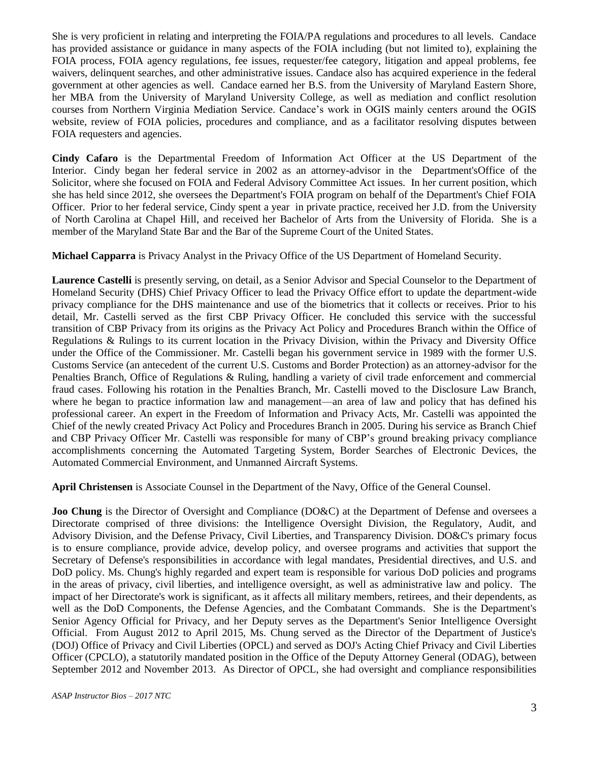She is very proficient in relating and interpreting the FOIA/PA regulations and procedures to all levels. Candace has provided assistance or guidance in many aspects of the FOIA including (but not limited to), explaining the FOIA process, FOIA agency regulations, fee issues, requester/fee category, litigation and appeal problems, fee waivers, delinquent searches, and other administrative issues. Candace also has acquired experience in the federal government at other agencies as well. Candace earned her B.S. from the University of Maryland Eastern Shore, her MBA from the University of Maryland University College, as well as mediation and conflict resolution courses from Northern Virginia Mediation Service. Candace's work in OGIS mainly centers around the OGIS website, review of FOIA policies, procedures and compliance, and as a facilitator resolving disputes between FOIA requesters and agencies.

**Cindy Cafaro** is the Departmental Freedom of Information Act Officer at the US Department of the Interior. Cindy began her federal service in 2002 as an attorney-advisor in the Department'sOffice of the Solicitor, where she focused on FOIA and Federal Advisory Committee Act issues. In her current position, which she has held since 2012, she oversees the Department's FOIA program on behalf of the Department's Chief FOIA Officer. Prior to her federal service, Cindy spent a year in private practice, received her J.D. from the University of North Carolina at Chapel Hill, and received her Bachelor of Arts from the University of Florida. She is a member of the Maryland State Bar and the Bar of the Supreme Court of the United States.

**Michael Capparra** is Privacy Analyst in the Privacy Office of the US Department of Homeland Security.

**Laurence Castelli** is presently serving, on detail, as a Senior Advisor and Special Counselor to the Department of Homeland Security (DHS) Chief Privacy Officer to lead the Privacy Office effort to update the department-wide privacy compliance for the DHS maintenance and use of the biometrics that it collects or receives. Prior to his detail, Mr. Castelli served as the first CBP Privacy Officer. He concluded this service with the successful transition of CBP Privacy from its origins as the Privacy Act Policy and Procedures Branch within the Office of Regulations & Rulings to its current location in the Privacy Division, within the Privacy and Diversity Office under the Office of the Commissioner. Mr. Castelli began his government service in 1989 with the former U.S. Customs Service (an antecedent of the current U.S. Customs and Border Protection) as an attorney-advisor for the Penalties Branch, Office of Regulations & Ruling, handling a variety of civil trade enforcement and commercial fraud cases. Following his rotation in the Penalties Branch, Mr. Castelli moved to the Disclosure Law Branch, where he began to practice information law and management—an area of law and policy that has defined his professional career. An expert in the Freedom of Information and Privacy Acts, Mr. Castelli was appointed the Chief of the newly created Privacy Act Policy and Procedures Branch in 2005. During his service as Branch Chief and CBP Privacy Officer Mr. Castelli was responsible for many of CBP's ground breaking privacy compliance accomplishments concerning the Automated Targeting System, Border Searches of Electronic Devices, the Automated Commercial Environment, and Unmanned Aircraft Systems.

**April Christensen** is Associate Counsel in the Department of the Navy, Office of the General Counsel.

**Joo Chung** is the Director of Oversight and Compliance (DO&C) at the Department of Defense and oversees a Directorate comprised of three divisions: the Intelligence Oversight Division, the Regulatory, Audit, and Advisory Division, and the Defense Privacy, Civil Liberties, and Transparency Division. DO&C's primary focus is to ensure compliance, provide advice, develop policy, and oversee programs and activities that support the Secretary of Defense's responsibilities in accordance with legal mandates, Presidential directives, and U.S. and DoD policy. Ms. Chung's highly regarded and expert team is responsible for various DoD policies and programs in the areas of privacy, civil liberties, and intelligence oversight, as well as administrative law and policy. The impact of her Directorate's work is significant, as it affects all military members, retirees, and their dependents, as well as the DoD Components, the Defense Agencies, and the Combatant Commands. She is the Department's Senior Agency Official for Privacy, and her Deputy serves as the Department's Senior Intelligence Oversight Official. From August 2012 to April 2015, Ms. Chung served as the Director of the Department of Justice's (DOJ) Office of Privacy and Civil Liberties (OPCL) and served as DOJ's Acting Chief Privacy and Civil Liberties Officer (CPCLO), a statutorily mandated position in the Office of the Deputy Attorney General (ODAG), between September 2012 and November 2013. As Director of OPCL, she had oversight and compliance responsibilities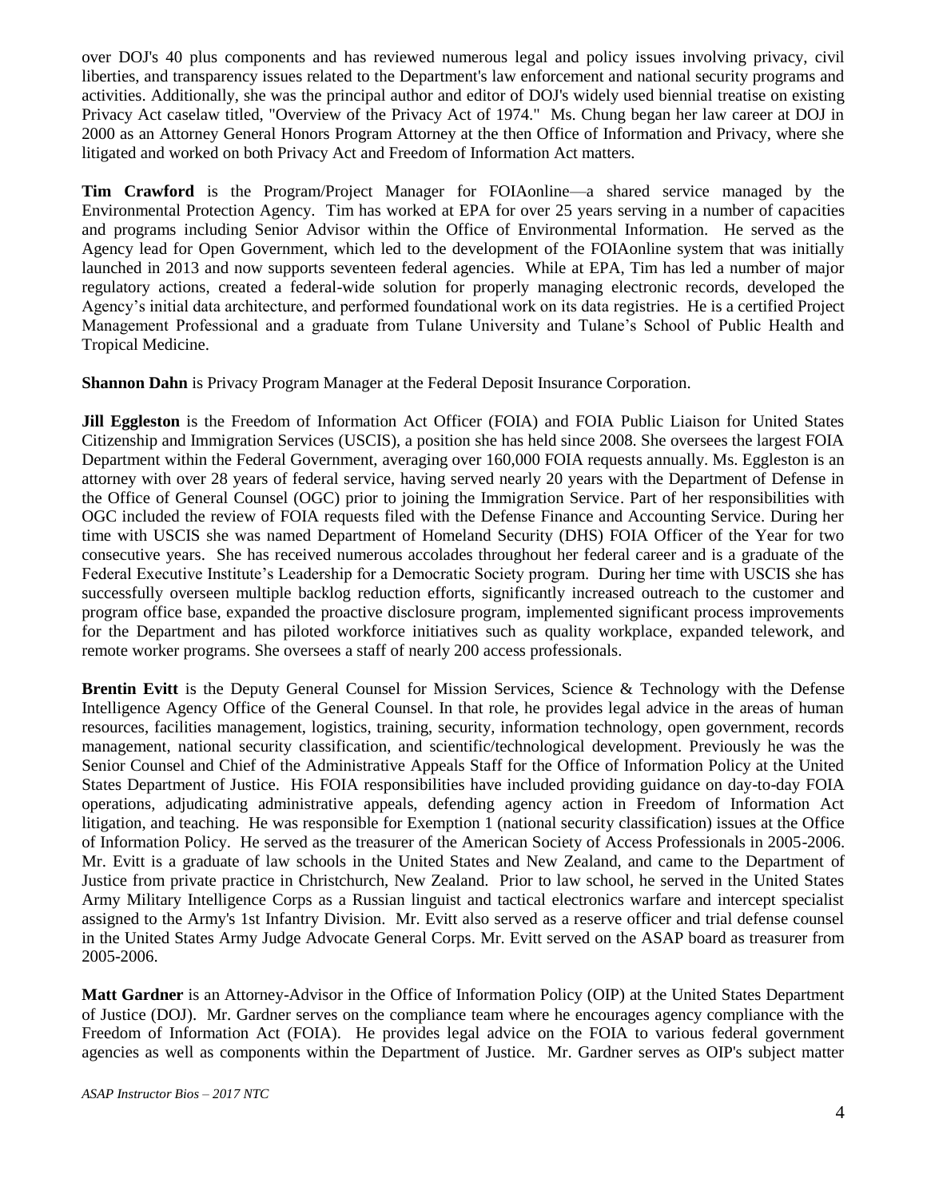over DOJ's 40 plus components and has reviewed numerous legal and policy issues involving privacy, civil liberties, and transparency issues related to the Department's law enforcement and national security programs and activities. Additionally, she was the principal author and editor of DOJ's widely used biennial treatise on existing Privacy Act caselaw titled, "Overview of the Privacy Act of 1974." Ms. Chung began her law career at DOJ in 2000 as an Attorney General Honors Program Attorney at the then Office of Information and Privacy, where she litigated and worked on both Privacy Act and Freedom of Information Act matters.

**Tim Crawford** is the Program/Project Manager for FOIAonline—a shared service managed by the Environmental Protection Agency. Tim has worked at EPA for over 25 years serving in a number of capacities and programs including Senior Advisor within the Office of Environmental Information. He served as the Agency lead for Open Government, which led to the development of the FOIAonline system that was initially launched in 2013 and now supports seventeen federal agencies. While at EPA, Tim has led a number of major regulatory actions, created a federal-wide solution for properly managing electronic records, developed the Agency's initial data architecture, and performed foundational work on its data registries. He is a certified Project Management Professional and a graduate from Tulane University and Tulane's School of Public Health and Tropical Medicine.

**Shannon Dahn** is Privacy Program Manager at the Federal Deposit Insurance Corporation.

**Jill Eggleston** is the Freedom of Information Act Officer (FOIA) and FOIA Public Liaison for United States Citizenship and Immigration Services (USCIS), a position she has held since 2008. She oversees the largest FOIA Department within the Federal Government, averaging over 160,000 FOIA requests annually. Ms. Eggleston is an attorney with over 28 years of federal service, having served nearly 20 years with the Department of Defense in the Office of General Counsel (OGC) prior to joining the Immigration Service. Part of her responsibilities with OGC included the review of FOIA requests filed with the Defense Finance and Accounting Service. During her time with USCIS she was named Department of Homeland Security (DHS) FOIA Officer of the Year for two consecutive years. She has received numerous accolades throughout her federal career and is a graduate of the Federal Executive Institute's Leadership for a Democratic Society program. During her time with USCIS she has successfully overseen multiple backlog reduction efforts, significantly increased outreach to the customer and program office base, expanded the proactive disclosure program, implemented significant process improvements for the Department and has piloted workforce initiatives such as quality workplace, expanded telework, and remote worker programs. She oversees a staff of nearly 200 access professionals.

**Brentin Evitt** is the Deputy General Counsel for Mission Services, Science & Technology with the Defense Intelligence Agency Office of the General Counsel. In that role, he provides legal advice in the areas of human resources, facilities management, logistics, training, security, information technology, open government, records management, national security classification, and scientific/technological development. Previously he was the Senior Counsel and Chief of the Administrative Appeals Staff for the Office of Information Policy at the United States Department of Justice. His FOIA responsibilities have included providing guidance on day-to-day FOIA operations, adjudicating administrative appeals, defending agency action in Freedom of Information Act litigation, and teaching. He was responsible for Exemption 1 (national security classification) issues at the Office of Information Policy. He served as the treasurer of the American Society of Access Professionals in 2005-2006. Mr. Evitt is a graduate of law schools in the United States and New Zealand, and came to the Department of Justice from private practice in Christchurch, New Zealand. Prior to law school, he served in the United States Army Military Intelligence Corps as a Russian linguist and tactical electronics warfare and intercept specialist assigned to the Army's 1st Infantry Division. Mr. Evitt also served as a reserve officer and trial defense counsel in the United States Army Judge Advocate General Corps. Mr. Evitt served on the ASAP board as treasurer from 2005-2006.

**Matt Gardner** is an Attorney-Advisor in the Office of Information Policy (OIP) at the United States Department of Justice (DOJ). Mr. Gardner serves on the compliance team where he encourages agency compliance with the Freedom of Information Act (FOIA). He provides legal advice on the FOIA to various federal government agencies as well as components within the Department of Justice. Mr. Gardner serves as OIP's subject matter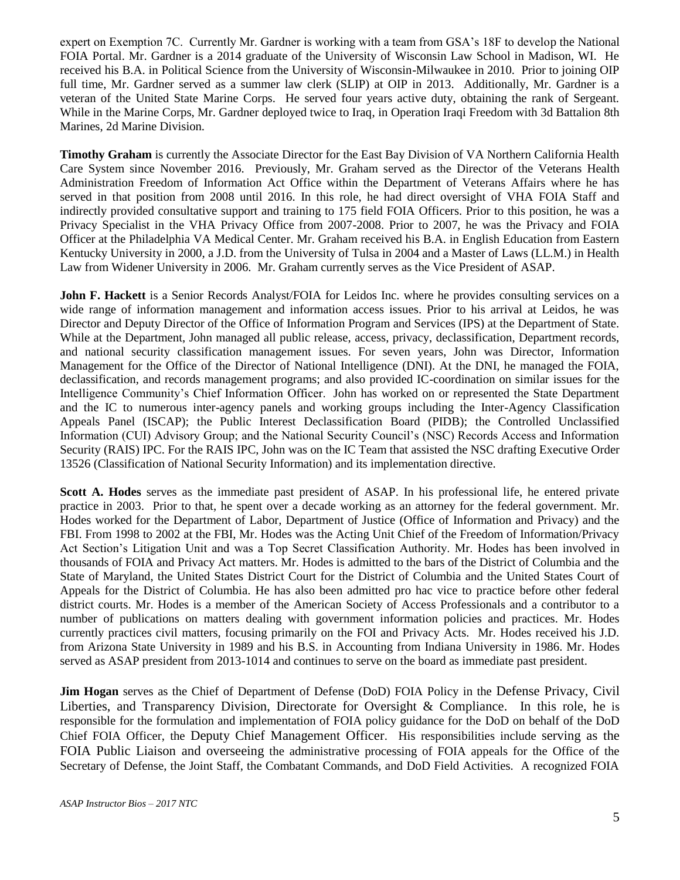expert on Exemption 7C. Currently Mr. Gardner is working with a team from GSA's 18F to develop the National FOIA Portal. Mr. Gardner is a 2014 graduate of the University of Wisconsin Law School in Madison, WI. He received his B.A. in Political Science from the University of Wisconsin-Milwaukee in 2010. Prior to joining OIP full time, Mr. Gardner served as a summer law clerk (SLIP) at OIP in 2013. Additionally, Mr. Gardner is a veteran of the United State Marine Corps. He served four years active duty, obtaining the rank of Sergeant. While in the Marine Corps, Mr. Gardner deployed twice to Iraq, in Operation Iraqi Freedom with 3d Battalion 8th Marines, 2d Marine Division.

**Timothy Graham** is currently the Associate Director for the East Bay Division of VA Northern California Health Care System since November 2016. Previously, Mr. Graham served as the Director of the Veterans Health Administration Freedom of Information Act Office within the Department of Veterans Affairs where he has served in that position from 2008 until 2016. In this role, he had direct oversight of VHA FOIA Staff and indirectly provided consultative support and training to 175 field FOIA Officers. Prior to this position, he was a Privacy Specialist in the VHA Privacy Office from 2007-2008. Prior to 2007, he was the Privacy and FOIA Officer at the Philadelphia VA Medical Center. Mr. Graham received his B.A. in English Education from Eastern Kentucky University in 2000, a J.D. from the University of Tulsa in 2004 and a Master of Laws (LL.M.) in Health Law from Widener University in 2006. Mr. Graham currently serves as the Vice President of ASAP.

**John F. Hackett** is a Senior Records Analyst/FOIA for Leidos Inc. where he provides consulting services on a wide range of information management and information access issues. Prior to his arrival at Leidos, he was Director and Deputy Director of the Office of Information Program and Services (IPS) at the Department of State. While at the Department, John managed all public release, access, privacy, declassification, Department records, and national security classification management issues. For seven years, John was Director, Information Management for the Office of the Director of National Intelligence (DNI). At the DNI, he managed the FOIA, declassification, and records management programs; and also provided IC-coordination on similar issues for the Intelligence Community's Chief Information Officer. John has worked on or represented the State Department and the IC to numerous inter-agency panels and working groups including the Inter-Agency Classification Appeals Panel (ISCAP); the Public Interest Declassification Board (PIDB); the Controlled Unclassified Information (CUI) Advisory Group; and the National Security Council's (NSC) Records Access and Information Security (RAIS) IPC. For the RAIS IPC, John was on the IC Team that assisted the NSC drafting Executive Order 13526 (Classification of National Security Information) and its implementation directive.

**Scott A. Hodes** serves as the immediate past president of ASAP. In his professional life, he entered private practice in 2003. Prior to that, he spent over a decade working as an attorney for the federal government. Mr. Hodes worked for the Department of Labor, Department of Justice (Office of Information and Privacy) and the FBI. From 1998 to 2002 at the FBI, Mr. Hodes was the Acting Unit Chief of the Freedom of Information/Privacy Act Section's Litigation Unit and was a Top Secret Classification Authority. Mr. Hodes has been involved in thousands of FOIA and Privacy Act matters. Mr. Hodes is admitted to the bars of the District of Columbia and the State of Maryland, the United States District Court for the District of Columbia and the United States Court of Appeals for the District of Columbia. He has also been admitted pro hac vice to practice before other federal district courts. Mr. Hodes is a member of the American Society of Access Professionals and a contributor to a number of publications on matters dealing with government information policies and practices. Mr. Hodes currently practices civil matters, focusing primarily on the FOI and Privacy Acts. Mr. Hodes received his J.D. from Arizona State University in 1989 and his B.S. in Accounting from Indiana University in 1986. Mr. Hodes served as ASAP president from 2013-1014 and continues to serve on the board as immediate past president.

**Jim Hogan** serves as the Chief of Department of Defense (DoD) FOIA Policy in the Defense Privacy, Civil Liberties, and Transparency Division, Directorate for Oversight & Compliance. In this role, he is responsible for the formulation and implementation of FOIA policy guidance for the DoD on behalf of the DoD Chief FOIA Officer, the Deputy Chief Management Officer. His responsibilities include serving as the FOIA Public Liaison and overseeing the administrative processing of FOIA appeals for the Office of the Secretary of Defense, the Joint Staff, the Combatant Commands, and DoD Field Activities. A recognized FOIA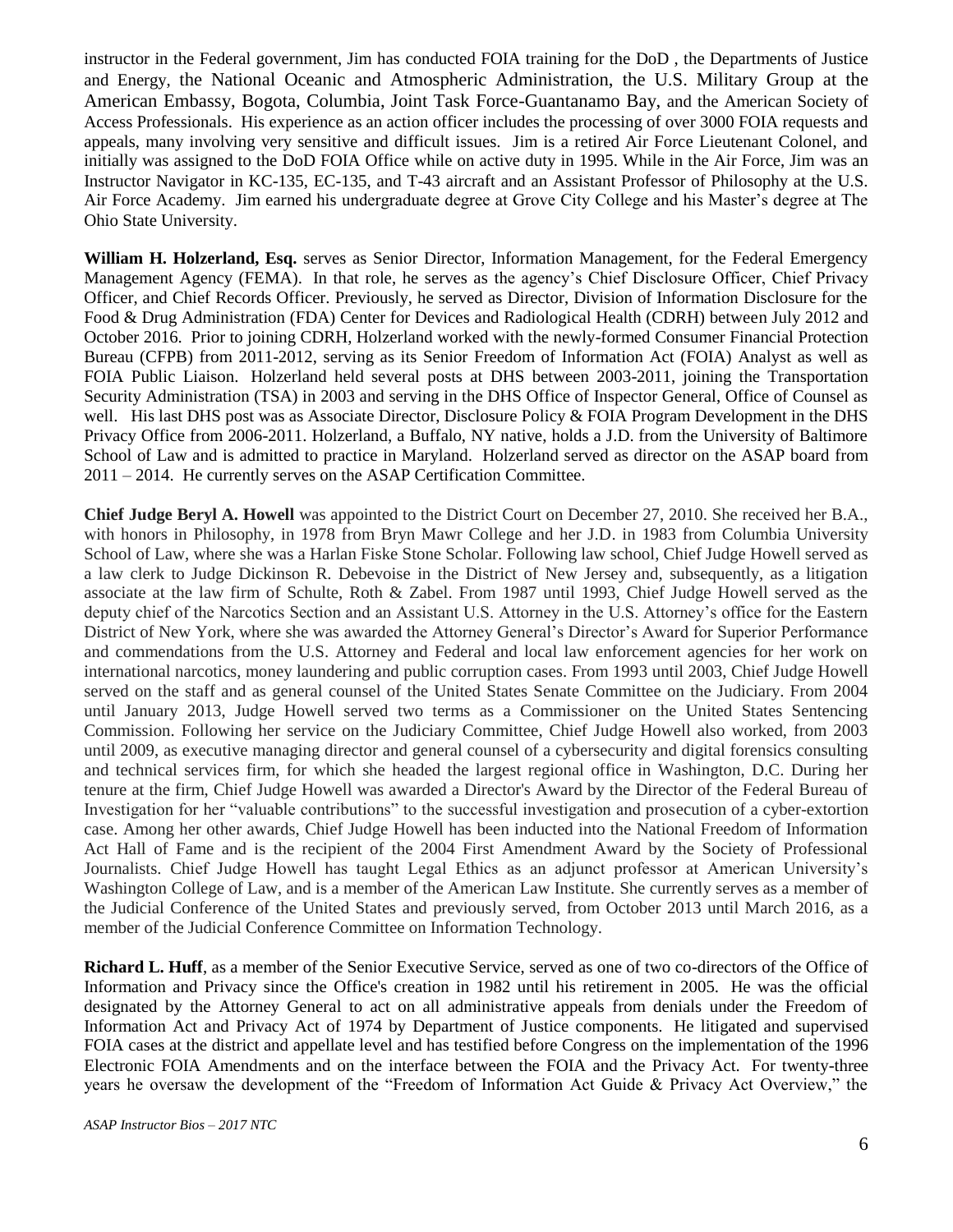instructor in the Federal government, Jim has conducted FOIA training for the DoD , the Departments of Justice and Energy, the National Oceanic and Atmospheric Administration, the U.S. Military Group at the American Embassy, Bogota, Columbia, Joint Task Force-Guantanamo Bay, and the American Society of Access Professionals. His experience as an action officer includes the processing of over 3000 FOIA requests and appeals, many involving very sensitive and difficult issues. Jim is a retired Air Force Lieutenant Colonel, and initially was assigned to the DoD FOIA Office while on active duty in 1995. While in the Air Force, Jim was an Instructor Navigator in KC-135, EC-135, and T-43 aircraft and an Assistant Professor of Philosophy at the U.S. Air Force Academy. Jim earned his undergraduate degree at Grove City College and his Master's degree at The Ohio State University.

**William H. Holzerland, Esq.** serves as Senior Director, Information Management, for the Federal Emergency Management Agency (FEMA). In that role, he serves as the agency's Chief Disclosure Officer, Chief Privacy Officer, and Chief Records Officer. Previously, he served as Director, Division of Information Disclosure for the Food & Drug Administration (FDA) Center for Devices and Radiological Health (CDRH) between July 2012 and October 2016. Prior to joining CDRH, Holzerland worked with the newly-formed Consumer Financial Protection Bureau (CFPB) from 2011-2012, serving as its Senior Freedom of Information Act (FOIA) Analyst as well as FOIA Public Liaison. Holzerland held several posts at DHS between 2003-2011, joining the Transportation Security Administration (TSA) in 2003 and serving in the DHS Office of Inspector General, Office of Counsel as well. His last DHS post was as Associate Director, Disclosure Policy & FOIA Program Development in the DHS Privacy Office from 2006-2011. Holzerland, a Buffalo, NY native, holds a J.D. from the University of Baltimore School of Law and is admitted to practice in Maryland. Holzerland served as director on the ASAP board from 2011 – 2014. He currently serves on the ASAP Certification Committee.

**Chief Judge Beryl A. Howell** was appointed to the District Court on December 27, 2010. She received her B.A., with honors in Philosophy, in 1978 from Bryn Mawr College and her J.D. in 1983 from Columbia University School of Law, where she was a Harlan Fiske Stone Scholar. Following law school, Chief Judge Howell served as a law clerk to Judge Dickinson R. Debevoise in the District of New Jersey and, subsequently, as a litigation associate at the law firm of Schulte, Roth & Zabel. From 1987 until 1993, Chief Judge Howell served as the deputy chief of the Narcotics Section and an Assistant U.S. Attorney in the U.S. Attorney's office for the Eastern District of New York, where she was awarded the Attorney General's Director's Award for Superior Performance and commendations from the U.S. Attorney and Federal and local law enforcement agencies for her work on international narcotics, money laundering and public corruption cases. From 1993 until 2003, Chief Judge Howell served on the staff and as general counsel of the United States Senate Committee on the Judiciary. From 2004 until January 2013, Judge Howell served two terms as a Commissioner on the United States Sentencing Commission. Following her service on the Judiciary Committee, Chief Judge Howell also worked, from 2003 until 2009, as executive managing director and general counsel of a cybersecurity and digital forensics consulting and technical services firm, for which she headed the largest regional office in Washington, D.C. During her tenure at the firm, Chief Judge Howell was awarded a Director's Award by the Director of the Federal Bureau of Investigation for her "valuable contributions" to the successful investigation and prosecution of a cyber-extortion case. Among her other awards, Chief Judge Howell has been inducted into the National Freedom of Information Act Hall of Fame and is the recipient of the 2004 First Amendment Award by the Society of Professional Journalists. Chief Judge Howell has taught Legal Ethics as an adjunct professor at American University's Washington College of Law, and is a member of the American Law Institute. She currently serves as a member of the Judicial Conference of the United States and previously served, from October 2013 until March 2016, as a member of the Judicial Conference Committee on Information Technology.

**Richard L. Huff**, as a member of the Senior Executive Service, served as one of two co-directors of the Office of Information and Privacy since the Office's creation in 1982 until his retirement in 2005. He was the official designated by the Attorney General to act on all administrative appeals from denials under the Freedom of Information Act and Privacy Act of 1974 by Department of Justice components. He litigated and supervised FOIA cases at the district and appellate level and has testified before Congress on the implementation of the 1996 Electronic FOIA Amendments and on the interface between the FOIA and the Privacy Act. For twenty-three years he oversaw the development of the "Freedom of Information Act Guide & Privacy Act Overview," the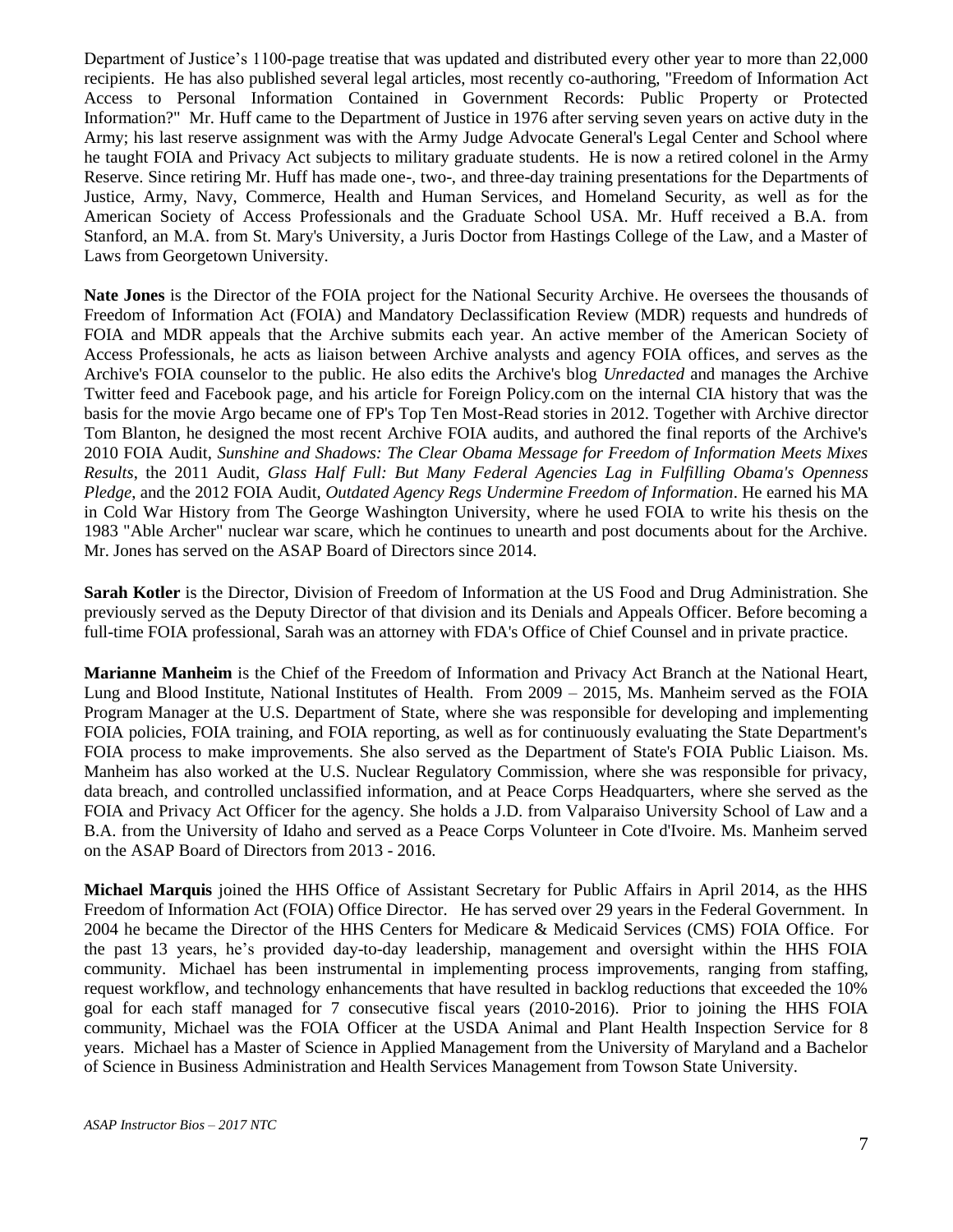Department of Justice's 1100-page treatise that was updated and distributed every other year to more than 22,000 recipients. He has also published several legal articles, most recently co-authoring, "Freedom of Information Act Access to Personal Information Contained in Government Records: Public Property or Protected Information?" Mr. Huff came to the Department of Justice in 1976 after serving seven years on active duty in the Army; his last reserve assignment was with the Army Judge Advocate General's Legal Center and School where he taught FOIA and Privacy Act subjects to military graduate students. He is now a retired colonel in the Army Reserve. Since retiring Mr. Huff has made one-, two-, and three-day training presentations for the Departments of Justice, Army, Navy, Commerce, Health and Human Services, and Homeland Security, as well as for the American Society of Access Professionals and the Graduate School USA. Mr. Huff received a B.A. from Stanford, an M.A. from St. Mary's University, a Juris Doctor from Hastings College of the Law, and a Master of Laws from Georgetown University.

**Nate Jones** is the Director of the FOIA project for the National Security Archive. He oversees the thousands of Freedom of Information Act (FOIA) and Mandatory Declassification Review (MDR) requests and hundreds of FOIA and MDR appeals that the Archive submits each year. An active member of the American Society of Access Professionals, he acts as liaison between Archive analysts and agency FOIA offices, and serves as the Archive's FOIA counselor to the public. He also edits the Archive's blog *Unredacted* and manages the Archive Twitter feed and Facebook page, and his article for Foreign Policy.com on the internal CIA history that was the basis for the movie Argo became one of FP's Top Ten Most-Read stories in 2012. Together with Archive director Tom Blanton, he designed the most recent Archive FOIA audits, and authored the final reports of the Archive's 2010 FOIA Audit, *Sunshine and Shadows: The Clear Obama Message for Freedom of Information Meets Mixes Results*, the 2011 Audit, *Glass Half Full: But Many Federal Agencies Lag in Fulfilling Obama's Openness Pledge*, and the 2012 FOIA Audit, *Outdated Agency Regs Undermine Freedom of Information*. He earned his MA in Cold War History from The George Washington University, where he used FOIA to write his thesis on the 1983 "Able Archer" nuclear war scare, which he continues to unearth and post documents about for the Archive. Mr. Jones has served on the ASAP Board of Directors since 2014.

**Sarah Kotler** is the Director, Division of Freedom of Information at the US Food and Drug Administration. She previously served as the Deputy Director of that division and its Denials and Appeals Officer. Before becoming a full-time FOIA professional, Sarah was an attorney with FDA's Office of Chief Counsel and in private practice.

**Marianne Manheim** is the Chief of the Freedom of Information and Privacy Act Branch at the National Heart, Lung and Blood Institute, National Institutes of Health. From 2009 – 2015, Ms. Manheim served as the FOIA Program Manager at the U.S. Department of State, where she was responsible for developing and implementing FOIA policies, FOIA training, and FOIA reporting, as well as for continuously evaluating the State Department's FOIA process to make improvements. She also served as the Department of State's FOIA Public Liaison. Ms. Manheim has also worked at the U.S. Nuclear Regulatory Commission, where she was responsible for privacy, data breach, and controlled unclassified information, and at Peace Corps Headquarters, where she served as the FOIA and Privacy Act Officer for the agency. She holds a J.D. from Valparaiso University School of Law and a B.A. from the University of Idaho and served as a Peace Corps Volunteer in Cote d'Ivoire. Ms. Manheim served on the ASAP Board of Directors from 2013 - 2016.

**Michael Marquis** joined the HHS Office of Assistant Secretary for Public Affairs in April 2014, as the HHS Freedom of Information Act (FOIA) Office Director. He has served over 29 years in the Federal Government. In 2004 he became the Director of the HHS Centers for Medicare & Medicaid Services (CMS) FOIA Office. For the past 13 years, he's provided day-to-day leadership, management and oversight within the HHS FOIA community. Michael has been instrumental in implementing process improvements, ranging from staffing, request workflow, and technology enhancements that have resulted in backlog reductions that exceeded the 10% goal for each staff managed for 7 consecutive fiscal years (2010-2016). Prior to joining the HHS FOIA community, Michael was the FOIA Officer at the USDA Animal and Plant Health Inspection Service for 8 years. Michael has a Master of Science in Applied Management from the University of Maryland and a Bachelor of Science in Business Administration and Health Services Management from Towson State University.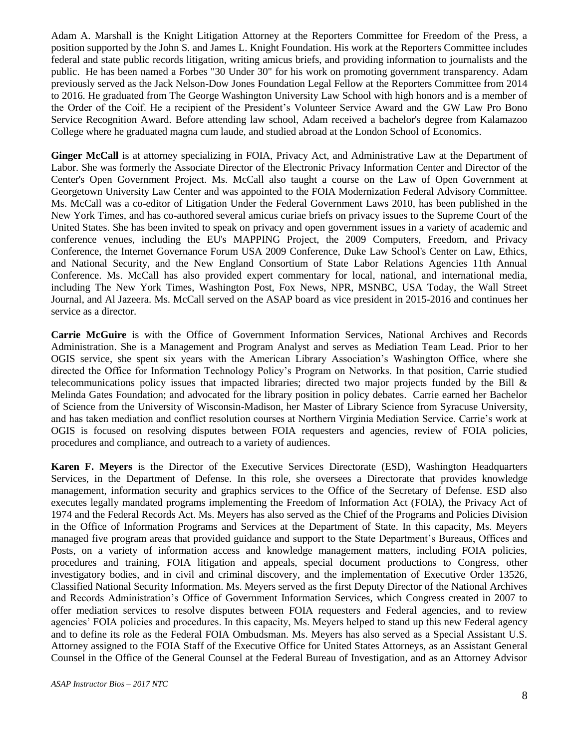Adam A. Marshall is the Knight Litigation Attorney at the Reporters Committee for Freedom of the Press, a position supported by the John S. and James L. Knight Foundation. His work at the Reporters Committee includes federal and state public records litigation, writing amicus briefs, and providing information to journalists and the public. He has been named a Forbes "30 Under 30" for his work on promoting government transparency. Adam previously served as the Jack Nelson-Dow Jones Foundation Legal Fellow at the Reporters Committee from 2014 to 2016. He graduated from The George Washington University Law School with high honors and is a member of the Order of the Coif. He a recipient of the President's Volunteer Service Award and the GW Law Pro Bono Service Recognition Award. Before attending law school, Adam received a bachelor's degree from Kalamazoo College where he graduated magna cum laude, and studied abroad at the London School of Economics.

**Ginger McCall** is at attorney specializing in FOIA, Privacy Act, and Administrative Law at the Department of Labor. She was formerly the Associate Director of the Electronic Privacy Information Center and Director of the Center's Open Government Project. Ms. McCall also taught a course on the Law of Open Government at Georgetown University Law Center and was appointed to the FOIA Modernization Federal Advisory Committee. Ms. McCall was a co-editor of Litigation Under the Federal Government Laws 2010, has been published in the New York Times, and has co-authored several amicus curiae briefs on privacy issues to the Supreme Court of the United States. She has been invited to speak on privacy and open government issues in a variety of academic and conference venues, including the EU's MAPPING Project, the 2009 Computers, Freedom, and Privacy Conference, the Internet Governance Forum USA 2009 Conference, Duke Law School's Center on Law, Ethics, and National Security, and the New England Consortium of State Labor Relations Agencies 11th Annual Conference. Ms. McCall has also provided expert commentary for local, national, and international media, including The New York Times, Washington Post, Fox News, NPR, MSNBC, USA Today, the Wall Street Journal, and Al Jazeera. Ms. McCall served on the ASAP board as vice president in 2015-2016 and continues her service as a director.

**Carrie McGuire** is with the Office of Government Information Services, National Archives and Records Administration. She is a Management and Program Analyst and serves as Mediation Team Lead. Prior to her OGIS service, she spent six years with the American Library Association's Washington Office, where she directed the Office for Information Technology Policy's Program on Networks. In that position, Carrie studied telecommunications policy issues that impacted libraries; directed two major projects funded by the Bill & Melinda Gates Foundation; and advocated for the library position in policy debates. Carrie earned her Bachelor of Science from the University of Wisconsin-Madison, her Master of Library Science from Syracuse University, and has taken mediation and conflict resolution courses at Northern Virginia Mediation Service. Carrie's work at OGIS is focused on resolving disputes between FOIA requesters and agencies, review of FOIA policies, procedures and compliance, and outreach to a variety of audiences.

**Karen F. Meyers** is the Director of the Executive Services Directorate (ESD), Washington Headquarters Services, in the Department of Defense. In this role, she oversees a Directorate that provides knowledge management, information security and graphics services to the Office of the Secretary of Defense. ESD also executes legally mandated programs implementing the Freedom of Information Act (FOIA), the Privacy Act of 1974 and the Federal Records Act. Ms. Meyers has also served as the Chief of the Programs and Policies Division in the Office of Information Programs and Services at the Department of State. In this capacity, Ms. Meyers managed five program areas that provided guidance and support to the State Department's Bureaus, Offices and Posts, on a variety of information access and knowledge management matters, including FOIA policies, procedures and training, FOIA litigation and appeals, special document productions to Congress, other investigatory bodies, and in civil and criminal discovery, and the implementation of Executive Order 13526, Classified National Security Information. Ms. Meyers served as the first Deputy Director of the National Archives and Records Administration's Office of Government Information Services, which Congress created in 2007 to offer mediation services to resolve disputes between FOIA requesters and Federal agencies, and to review agencies' FOIA policies and procedures. In this capacity, Ms. Meyers helped to stand up this new Federal agency and to define its role as the Federal FOIA Ombudsman. Ms. Meyers has also served as a Special Assistant U.S. Attorney assigned to the FOIA Staff of the Executive Office for United States Attorneys, as an Assistant General Counsel in the Office of the General Counsel at the Federal Bureau of Investigation, and as an Attorney Advisor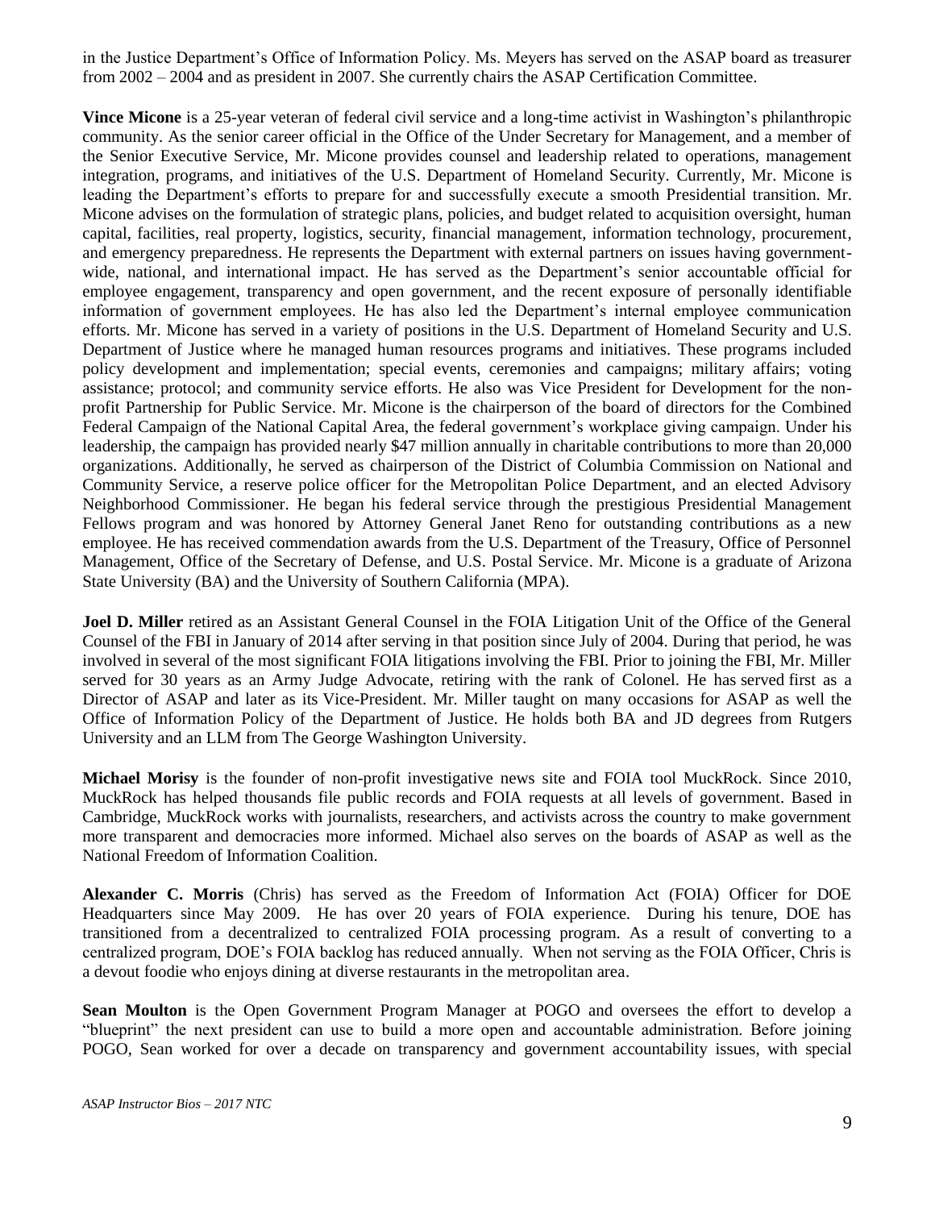in the Justice Department's Office of Information Policy. Ms. Meyers has served on the ASAP board as treasurer from 2002 – 2004 and as president in 2007. She currently chairs the ASAP Certification Committee.

**Vince Micone** is a 25-year veteran of federal civil service and a long-time activist in Washington's philanthropic community. As the senior career official in the Office of the Under Secretary for Management, and a member of the Senior Executive Service, Mr. Micone provides counsel and leadership related to operations, management integration, programs, and initiatives of the U.S. Department of Homeland Security. Currently, Mr. Micone is leading the Department's efforts to prepare for and successfully execute a smooth Presidential transition. Mr. Micone advises on the formulation of strategic plans, policies, and budget related to acquisition oversight, human capital, facilities, real property, logistics, security, financial management, information technology, procurement, and emergency preparedness. He represents the Department with external partners on issues having government-wide, national, and international impact. He has served as the Department's senior accountable official for employee engagement, transparency and open government, and the recent exposure of personally identifiable information of government employees. He has also led the Department's internal employee communication efforts. Mr. Micone has served in a variety of positions in the U.S. Department of Homeland Security and U.S. Department of Justice where he managed human resources programs and initiatives. These programs included policy development and implementation; special events, ceremonies and campaigns; military affairs; voting assistance; protocol; and community service efforts. He also was Vice President for Development for the non-profit Partnership for Public Service. Mr. Micone is the chairperson of the board of directors for the Combined Federal Campaign of the National Capital Area, the federal government's workplace giving campaign. Under his leadership, the campaign has provided nearly $47 million annually in charitable contributions to more than 20,000 organizations. Additionally, he served as chairperson of the District of Columbia Commission on National and Community Service, a reserve police officer for the Metropolitan Police Department, and an elected Advisory Neighborhood Commissioner. He began his federal service through the prestigious Presidential Management Fellows program and was honored by Attorney General Janet Reno for outstanding contributions as a new employee. He has received commendation awards from the U.S. Department of the Treasury, Office of Personnel Management, Office of the Secretary of Defense, and U.S. Postal Service. Mr. Micone is a graduate of Arizona State University (BA) and the University of Southern California (MPA).

**Joel D. Miller** retired as an Assistant General Counsel in the FOIA Litigation Unit of the Office of the General Counsel of the FBI in January of 2014 after serving in that position since July of 2004. During that period, he was involved in several of the most significant FOIA litigations involving the FBI. Prior to joining the FBI, Mr. Miller served for 30 years as an Army Judge Advocate, retiring with the rank of Colonel. He has served first as a Director of ASAP and later as its Vice-President. Mr. Miller taught on many occasions for ASAP as well the Office of Information Policy of the Department of Justice. He holds both BA and JD degrees from Rutgers University and an LLM from The George Washington University.

**Michael Morisy** is the founder of non-profit investigative news site and FOIA tool MuckRock. Since 2010, MuckRock has helped thousands file public records and FOIA requests at all levels of government. Based in Cambridge, MuckRock works with journalists, researchers, and activists across the country to make government more transparent and democracies more informed. Michael also serves on the boards of ASAP as well as the National Freedom of Information Coalition.

**Alexander C. Morris** (Chris) has served as the Freedom of Information Act (FOIA) Officer for DOE Headquarters since May 2009. He has over 20 years of FOIA experience. During his tenure, DOE has transitioned from a decentralized to centralized FOIA processing program. As a result of converting to a centralized program, DOE's FOIA backlog has reduced annually. When not serving as the FOIA Officer, Chris is a devout foodie who enjoys dining at diverse restaurants in the metropolitan area.

**Sean Moulton** is the Open Government Program Manager at POGO and oversees the effort to develop a "blueprint" the next president can use to build a more open and accountable administration. Before joining POGO, Sean worked for over a decade on transparency and government accountability issues, with special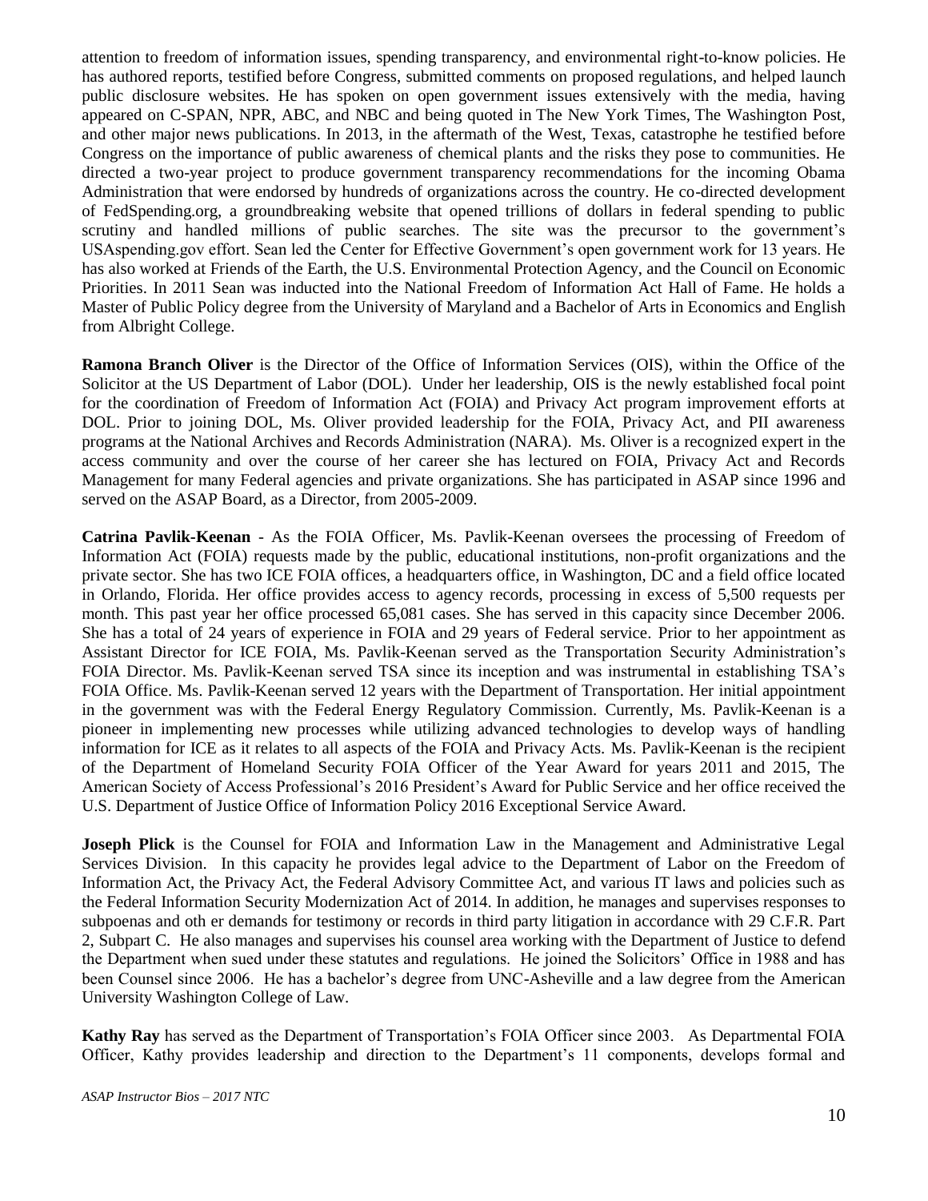attention to freedom of information issues, spending transparency, and environmental right-to-know policies. He has authored reports, testified before Congress, submitted comments on proposed regulations, and helped launch public disclosure websites. He has spoken on open government issues extensively with the media, having appeared on C-SPAN, NPR, ABC, and NBC and being quoted in The New York Times, The Washington Post, and other major news publications. In 2013, in the aftermath of the West, Texas, catastrophe he testified before Congress on the importance of public awareness of chemical plants and the risks they pose to communities. He directed a two-year project to produce government transparency recommendations for the incoming Obama Administration that were endorsed by hundreds of organizations across the country. He co-directed development of FedSpending.org, a groundbreaking website that opened trillions of dollars in federal spending to public scrutiny and handled millions of public searches. The site was the precursor to the government's USAspending.gov effort. Sean led the Center for Effective Government's open government work for 13 years. He has also worked at Friends of the Earth, the U.S. Environmental Protection Agency, and the Council on Economic Priorities. In 2011 Sean was inducted into the National Freedom of Information Act Hall of Fame. He holds a Master of Public Policy degree from the University of Maryland and a Bachelor of Arts in Economics and English from Albright College.

**Ramona Branch Oliver** is the Director of the Office of Information Services (OIS), within the Office of the Solicitor at the US Department of Labor (DOL). Under her leadership, OIS is the newly established focal point for the coordination of Freedom of Information Act (FOIA) and Privacy Act program improvement efforts at DOL. Prior to joining DOL, Ms. Oliver provided leadership for the FOIA, Privacy Act, and PII awareness programs at the National Archives and Records Administration (NARA). Ms. Oliver is a recognized expert in the access community and over the course of her career she has lectured on FOIA, Privacy Act and Records Management for many Federal agencies and private organizations. She has participated in ASAP since 1996 and served on the ASAP Board, as a Director, from 2005-2009.

**Catrina Pavlik-Keenan** - As the FOIA Officer, Ms. Pavlik-Keenan oversees the processing of Freedom of Information Act (FOIA) requests made by the public, educational institutions, non-profit organizations and the private sector. She has two ICE FOIA offices, a headquarters office, in Washington, DC and a field office located in Orlando, Florida. Her office provides access to agency records, processing in excess of 5,500 requests per month. This past year her office processed 65,081 cases. She has served in this capacity since December 2006. She has a total of 24 years of experience in FOIA and 29 years of Federal service. Prior to her appointment as Assistant Director for ICE FOIA, Ms. Pavlik-Keenan served as the Transportation Security Administration's FOIA Director. Ms. Pavlik-Keenan served TSA since its inception and was instrumental in establishing TSA's FOIA Office. Ms. Pavlik-Keenan served 12 years with the Department of Transportation. Her initial appointment in the government was with the Federal Energy Regulatory Commission. Currently, Ms. Pavlik-Keenan is a pioneer in implementing new processes while utilizing advanced technologies to develop ways of handling information for ICE as it relates to all aspects of the FOIA and Privacy Acts. Ms. Pavlik-Keenan is the recipient of the Department of Homeland Security FOIA Officer of the Year Award for years 2011 and 2015, The American Society of Access Professional's 2016 President's Award for Public Service and her office received the U.S. Department of Justice Office of Information Policy 2016 Exceptional Service Award.

**Joseph Plick** is the Counsel for FOIA and Information Law in the Management and Administrative Legal Services Division. In this capacity he provides legal advice to the Department of Labor on the Freedom of Information Act, the Privacy Act, the Federal Advisory Committee Act, and various IT laws and policies such as the Federal Information Security Modernization Act of 2014. In addition, he manages and supervises responses to subpoenas and oth er demands for testimony or records in third party litigation in accordance with 29 C.F.R. Part 2, Subpart C. He also manages and supervises his counsel area working with the Department of Justice to defend the Department when sued under these statutes and regulations. He joined the Solicitors' Office in 1988 and has been Counsel since 2006. He has a bachelor's degree from UNC-Asheville and a law degree from the American University Washington College of Law.

**Kathy Ray** has served as the Department of Transportation's FOIA Officer since 2003. As Departmental FOIA Officer, Kathy provides leadership and direction to the Department's 11 components, develops formal and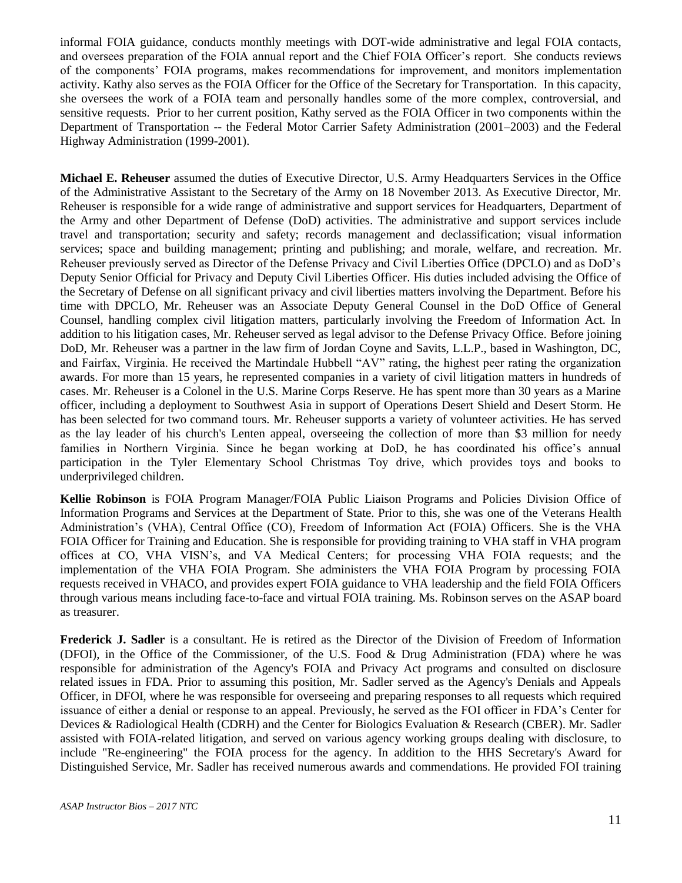informal FOIA guidance, conducts monthly meetings with DOT-wide administrative and legal FOIA contacts, and oversees preparation of the FOIA annual report and the Chief FOIA Officer's report. She conducts reviews of the components' FOIA programs, makes recommendations for improvement, and monitors implementation activity. Kathy also serves as the FOIA Officer for the Office of the Secretary for Transportation. In this capacity, she oversees the work of a FOIA team and personally handles some of the more complex, controversial, and sensitive requests. Prior to her current position, Kathy served as the FOIA Officer in two components within the Department of Transportation -- the Federal Motor Carrier Safety Administration (2001–2003) and the Federal Highway Administration (1999-2001).

**Michael E. Reheuser** assumed the duties of Executive Director, U.S. Army Headquarters Services in the Office of the Administrative Assistant to the Secretary of the Army on 18 November 2013. As Executive Director, Mr. Reheuser is responsible for a wide range of administrative and support services for Headquarters, Department of the Army and other Department of Defense (DoD) activities. The administrative and support services include travel and transportation; security and safety; records management and declassification; visual information services; space and building management; printing and publishing; and morale, welfare, and recreation. Mr. Reheuser previously served as Director of the Defense Privacy and Civil Liberties Office (DPCLO) and as DoD's Deputy Senior Official for Privacy and Deputy Civil Liberties Officer. His duties included advising the Office of the Secretary of Defense on all significant privacy and civil liberties matters involving the Department. Before his time with DPCLO, Mr. Reheuser was an Associate Deputy General Counsel in the DoD Office of General Counsel, handling complex civil litigation matters, particularly involving the Freedom of Information Act. In addition to his litigation cases, Mr. Reheuser served as legal advisor to the Defense Privacy Office. Before joining DoD, Mr. Reheuser was a partner in the law firm of Jordan Coyne and Savits, L.L.P., based in Washington, DC, and Fairfax, Virginia. He received the Martindale Hubbell "AV" rating, the highest peer rating the organization awards. For more than 15 years, he represented companies in a variety of civil litigation matters in hundreds of cases. Mr. Reheuser is a Colonel in the U.S. Marine Corps Reserve. He has spent more than 30 years as a Marine officer, including a deployment to Southwest Asia in support of Operations Desert Shield and Desert Storm. He has been selected for two command tours. Mr. Reheuser supports a variety of volunteer activities. He has served as the lay leader of his church's Lenten appeal, overseeing the collection of more than $3 million for needy families in Northern Virginia. Since he began working at DoD, he has coordinated his office's annual participation in the Tyler Elementary School Christmas Toy drive, which provides toys and books to underprivileged children.

**Kellie Robinson** is FOIA Program Manager/FOIA Public Liaison Programs and Policies Division Office of Information Programs and Services at the Department of State. Prior to this, she was one of the Veterans Health Administration's (VHA), Central Office (CO), Freedom of Information Act (FOIA) Officers. She is the VHA FOIA Officer for Training and Education. She is responsible for providing training to VHA staff in VHA program offices at CO, VHA VISN's, and VA Medical Centers; for processing VHA FOIA requests; and the implementation of the VHA FOIA Program. She administers the VHA FOIA Program by processing FOIA requests received in VHACO, and provides expert FOIA guidance to VHA leadership and the field FOIA Officers through various means including face-to-face and virtual FOIA training. Ms. Robinson serves on the ASAP board as treasurer.

**Frederick J. Sadler** is a consultant. He is retired as the Director of the Division of Freedom of Information (DFOI), in the Office of the Commissioner, of the U.S. Food & Drug Administration (FDA) where he was responsible for administration of the Agency's FOIA and Privacy Act programs and consulted on disclosure related issues in FDA. Prior to assuming this position, Mr. Sadler served as the Agency's Denials and Appeals Officer, in DFOI, where he was responsible for overseeing and preparing responses to all requests which required issuance of either a denial or response to an appeal. Previously, he served as the FOI officer in FDA's Center for Devices & Radiological Health (CDRH) and the Center for Biologics Evaluation & Research (CBER). Mr. Sadler assisted with FOIA-related litigation, and served on various agency working groups dealing with disclosure, to include "Re-engineering" the FOIA process for the agency. In addition to the HHS Secretary's Award for Distinguished Service, Mr. Sadler has received numerous awards and commendations. He provided FOI training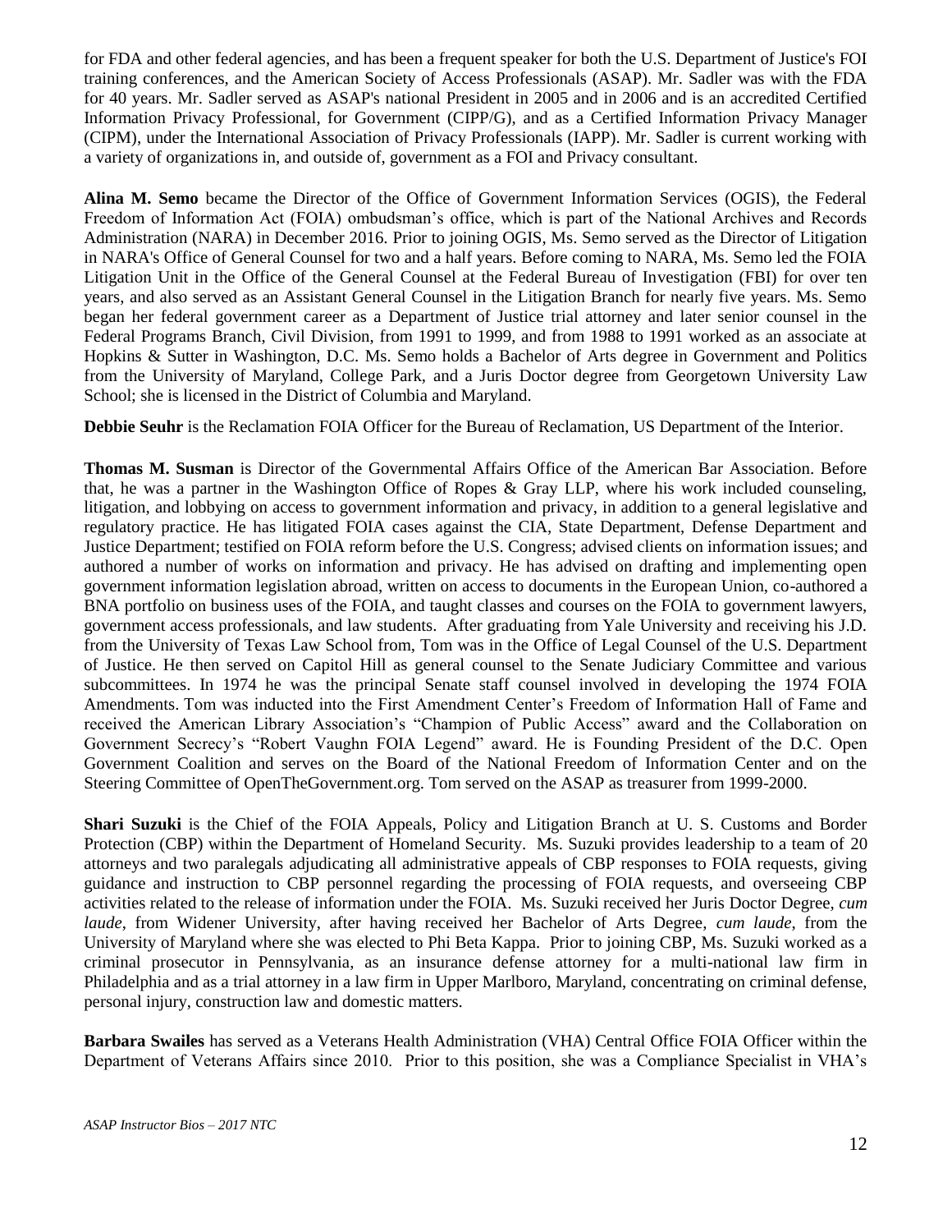for FDA and other federal agencies, and has been a frequent speaker for both the U.S. Department of Justice's FOI training conferences, and the American Society of Access Professionals (ASAP). Mr. Sadler was with the FDA for 40 years. Mr. Sadler served as ASAP's national President in 2005 and in 2006 and is an accredited Certified Information Privacy Professional, for Government (CIPP/G), and as a Certified Information Privacy Manager (CIPM), under the International Association of Privacy Professionals (IAPP). Mr. Sadler is current working with a variety of organizations in, and outside of, government as a FOI and Privacy consultant.

**Alina M. Semo** became the Director of the Office of Government Information Services (OGIS), the Federal Freedom of Information Act (FOIA) ombudsman's office, which is part of the National Archives and Records Administration (NARA) in December 2016. Prior to joining OGIS, Ms. Semo served as the Director of Litigation in NARA's Office of General Counsel for two and a half years. Before coming to NARA, Ms. Semo led the FOIA Litigation Unit in the Office of the General Counsel at the Federal Bureau of Investigation (FBI) for over ten years, and also served as an Assistant General Counsel in the Litigation Branch for nearly five years. Ms. Semo began her federal government career as a Department of Justice trial attorney and later senior counsel in the Federal Programs Branch, Civil Division, from 1991 to 1999, and from 1988 to 1991 worked as an associate at Hopkins & Sutter in Washington, D.C. Ms. Semo holds a Bachelor of Arts degree in Government and Politics from the University of Maryland, College Park, and a Juris Doctor degree from Georgetown University Law School; she is licensed in the District of Columbia and Maryland.

**Debbie Seuhr** is the Reclamation FOIA Officer for the Bureau of Reclamation, US Department of the Interior.

**Thomas M. Susman** is Director of the Governmental Affairs Office of the American Bar Association. Before that, he was a partner in the Washington Office of Ropes & Gray LLP, where his work included counseling, litigation, and lobbying on access to government information and privacy, in addition to a general legislative and regulatory practice. He has litigated FOIA cases against the CIA, State Department, Defense Department and Justice Department; testified on FOIA reform before the U.S. Congress; advised clients on information issues; and authored a number of works on information and privacy. He has advised on drafting and implementing open government information legislation abroad, written on access to documents in the European Union, co-authored a BNA portfolio on business uses of the FOIA, and taught classes and courses on the FOIA to government lawyers, government access professionals, and law students. After graduating from Yale University and receiving his J.D. from the University of Texas Law School from, Tom was in the Office of Legal Counsel of the U.S. Department of Justice. He then served on Capitol Hill as general counsel to the Senate Judiciary Committee and various subcommittees. In 1974 he was the principal Senate staff counsel involved in developing the 1974 FOIA Amendments. Tom was inducted into the First Amendment Center's Freedom of Information Hall of Fame and received the American Library Association's "Champion of Public Access" award and the Collaboration on Government Secrecy's "Robert Vaughn FOIA Legend" award. He is Founding President of the D.C. Open Government Coalition and serves on the Board of the National Freedom of Information Center and on the Steering Committee of OpenTheGovernment.org. Tom served on the ASAP as treasurer from 1999-2000.

**Shari Suzuki** is the Chief of the FOIA Appeals, Policy and Litigation Branch at U. S. Customs and Border Protection (CBP) within the Department of Homeland Security. Ms. Suzuki provides leadership to a team of 20 attorneys and two paralegals adjudicating all administrative appeals of CBP responses to FOIA requests, giving guidance and instruction to CBP personnel regarding the processing of FOIA requests, and overseeing CBP activities related to the release of information under the FOIA. Ms. Suzuki received her Juris Doctor Degree, *cum laude*, from Widener University, after having received her Bachelor of Arts Degree, *cum laude*, from the University of Maryland where she was elected to Phi Beta Kappa. Prior to joining CBP, Ms. Suzuki worked as a criminal prosecutor in Pennsylvania, as an insurance defense attorney for a multi-national law firm in Philadelphia and as a trial attorney in a law firm in Upper Marlboro, Maryland, concentrating on criminal defense, personal injury, construction law and domestic matters.

**Barbara Swailes** has served as a Veterans Health Administration (VHA) Central Office FOIA Officer within the Department of Veterans Affairs since 2010. Prior to this position, she was a Compliance Specialist in VHA's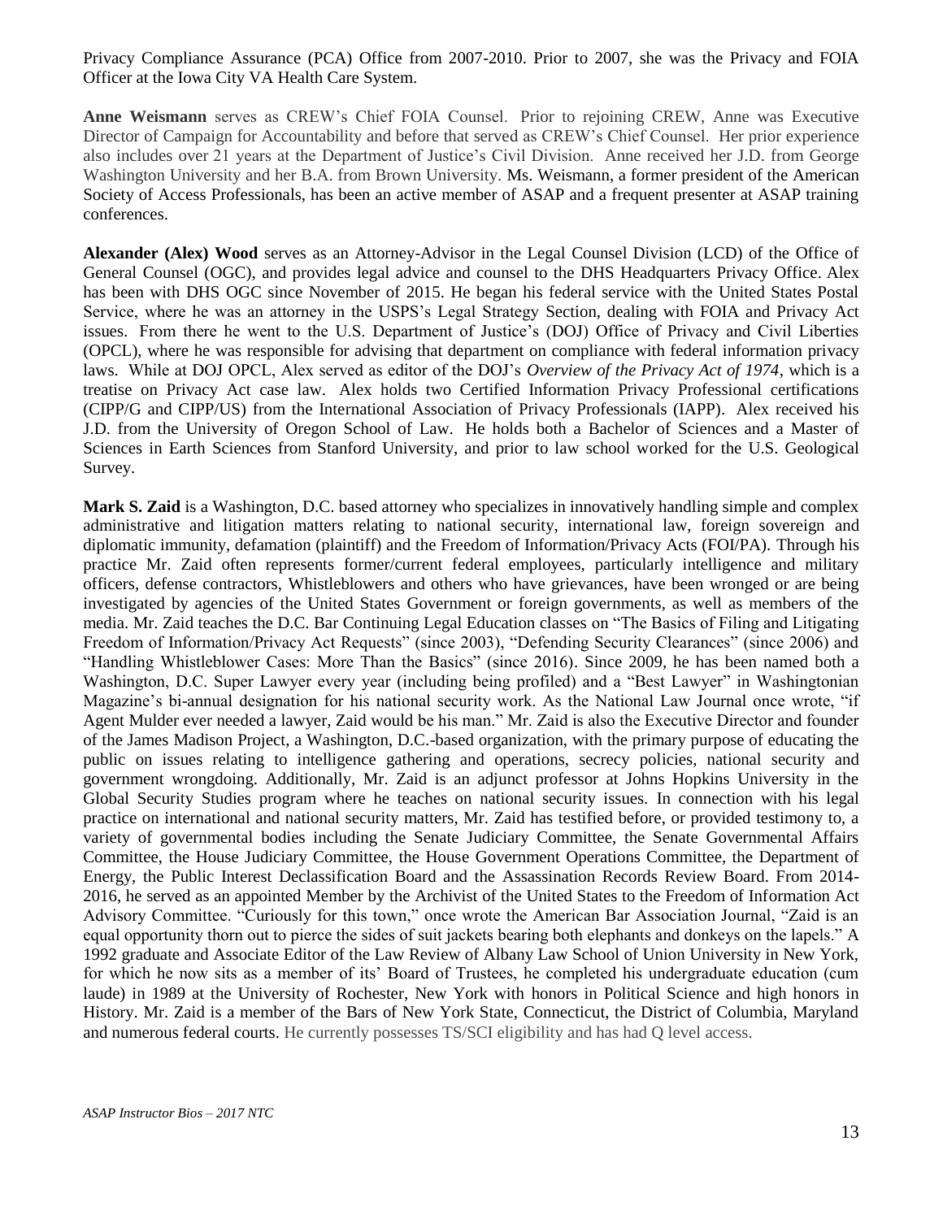Privacy Compliance Assurance (PCA) Office from 2007-2010. Prior to 2007, she was the Privacy and FOIA Officer at the Iowa City VA Health Care System.

**Anne Weismann** serves as CREW's Chief FOIA Counsel. Prior to rejoining CREW, Anne was Executive Director of Campaign for Accountability and before that served as CREW's Chief Counsel. Her prior experience also includes over 21 years at the Department of Justice's Civil Division. Anne received her J.D. from George Washington University and her B.A. from Brown University. Ms. Weismann, a former president of the American Society of Access Professionals, has been an active member of ASAP and a frequent presenter at ASAP training conferences.

**Alexander (Alex) Wood** serves as an Attorney-Advisor in the Legal Counsel Division (LCD) of the Office of General Counsel (OGC), and provides legal advice and counsel to the DHS Headquarters Privacy Office. Alex has been with DHS OGC since November of 2015. He began his federal service with the United States Postal Service, where he was an attorney in the USPS's Legal Strategy Section, dealing with FOIA and Privacy Act issues. From there he went to the U.S. Department of Justice's (DOJ) Office of Privacy and Civil Liberties (OPCL), where he was responsible for advising that department on compliance with federal information privacy laws. While at DOJ OPCL, Alex served as editor of the DOJ's *Overview of the Privacy Act of 1974*, which is a treatise on Privacy Act case law. Alex holds two Certified Information Privacy Professional certifications (CIPP/G and CIPP/US) from the International Association of Privacy Professionals (IAPP). Alex received his J.D. from the University of Oregon School of Law. He holds both a Bachelor of Sciences and a Master of Sciences in Earth Sciences from Stanford University, and prior to law school worked for the U.S. Geological Survey.

**Mark S. Zaid** is a Washington, D.C. based attorney who specializes in innovatively handling simple and complex administrative and litigation matters relating to national security, international law, foreign sovereign and diplomatic immunity, defamation (plaintiff) and the Freedom of Information/Privacy Acts (FOI/PA). Through his practice Mr. Zaid often represents former/current federal employees, particularly intelligence and military officers, defense contractors, Whistleblowers and others who have grievances, have been wronged or are being investigated by agencies of the United States Government or foreign governments, as well as members of the media. Mr. Zaid teaches the D.C. Bar Continuing Legal Education classes on "The Basics of Filing and Litigating Freedom of Information/Privacy Act Requests" (since 2003), "Defending Security Clearances" (since 2006) and "Handling Whistleblower Cases: More Than the Basics" (since 2016). Since 2009, he has been named both a Washington, D.C. Super Lawyer every year (including being profiled) and a "Best Lawyer" in Washingtonian Magazine's bi-annual designation for his national security work. As the National Law Journal once wrote, "if Agent Mulder ever needed a lawyer, Zaid would be his man." Mr. Zaid is also the Executive Director and founder of the James Madison Project, a Washington, D.C.-based organization, with the primary purpose of educating the public on issues relating to intelligence gathering and operations, secrecy policies, national security and government wrongdoing. Additionally, Mr. Zaid is an adjunct professor at Johns Hopkins University in the Global Security Studies program where he teaches on national security issues. In connection with his legal practice on international and national security matters, Mr. Zaid has testified before, or provided testimony to, a variety of governmental bodies including the Senate Judiciary Committee, the Senate Governmental Affairs Committee, the House Judiciary Committee, the House Government Operations Committee, the Department of Energy, the Public Interest Declassification Board and the Assassination Records Review Board. From 2014-2016, he served as an appointed Member by the Archivist of the United States to the Freedom of Information Act Advisory Committee. "Curiously for this town," once wrote the American Bar Association Journal, "Zaid is an equal opportunity thorn out to pierce the sides of suit jackets bearing both elephants and donkeys on the lapels." A 1992 graduate and Associate Editor of the Law Review of Albany Law School of Union University in New York, for which he now sits as a member of its' Board of Trustees, he completed his undergraduate education (cum laude) in 1989 at the University of Rochester, New York with honors in Political Science and high honors in History. Mr. Zaid is a member of the Bars of New York State, Connecticut, the District of Columbia, Maryland and numerous federal courts. He currently possesses TS/SCI eligibility and has had Q level access.